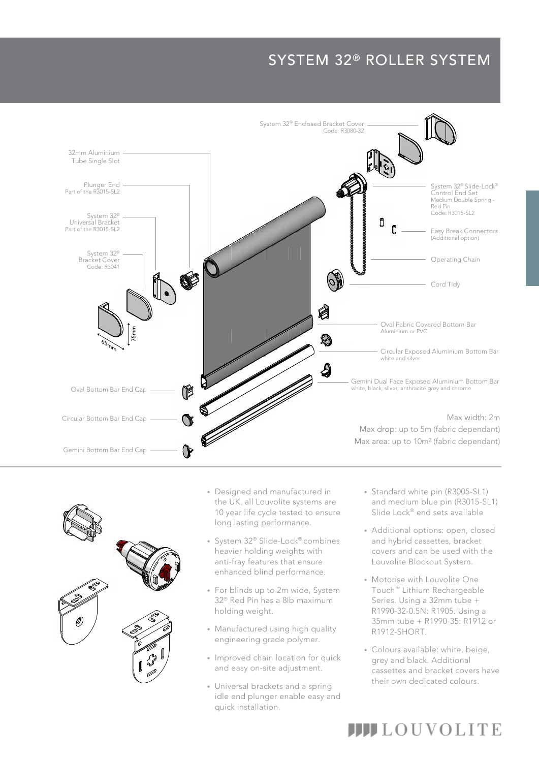# SYSTEM 32® ROLLER SYSTEM

System 32® Enclosed Bracket Cover
Code: R3080-32

32mm Aluminium Tube Single Slot

Plunger End
Part of the R3015-SL2

System 32® Universal Bracket
Part of the R3015-SL2

System 32® Bracket Cover
Code: R3041

65mm

75mm

System 32® Slide-Lock® Control End Set
Medium Double Spring - Red Pin
Code: R3015-SL2

Easy Break Connectors
(Additional option)

Operating Chain

Cord Tidy

Oval Fabric Covered Bottom Bar
Aluminium or PVC

Circular Exposed Aluminium Bottom Bar
white and silver

Gemini Dual Face Exposed Aluminium Bottom Bar
white, black, silver, anthracite grey and chrome

Oval Bottom Bar End Cap

Circular Bottom Bar End Cap

Gemini Bottom Bar End Cap

Max width: 2m
Max drop: up to 5m (fabric dependant)
Max area: up to 10m² (fabric dependant)

- Designed and manufactured in the UK, all Louvolite systems are 10 year life cycle tested to ensure long lasting performance.
- System 32® Slide-Lock® combines heavier holding weights with anti-fray features that ensure enhanced blind performance.
- For blinds up to 2m wide, System 32® Red Pin has a 8lb maximum holding weight.
- Manufactured using high quality engineering grade polymer.
- Improved chain location for quick and easy on-site adjustment.
- Universal brackets and a spring idle end plunger enable easy and quick installation.
- Standard white pin (R3005-SL1) and medium blue pin (R3015-SL1) Slide Lock® end sets available
- Additional options: open, closed and hybrid cassettes, bracket covers and can be used with the Louvolite Blockout System.
- Motorise with Louvolite One Touch™ Lithium Rechargeable Series. Using a 32mm tube + R1990-32-0.5N: R1905. Using a 35mm tube + R1990-35: R1912 or R1912-SHORT.
- Colours available: white, beige, grey and black. Additional cassettes and bracket covers have their own dedicated colours.

LOUVOLITE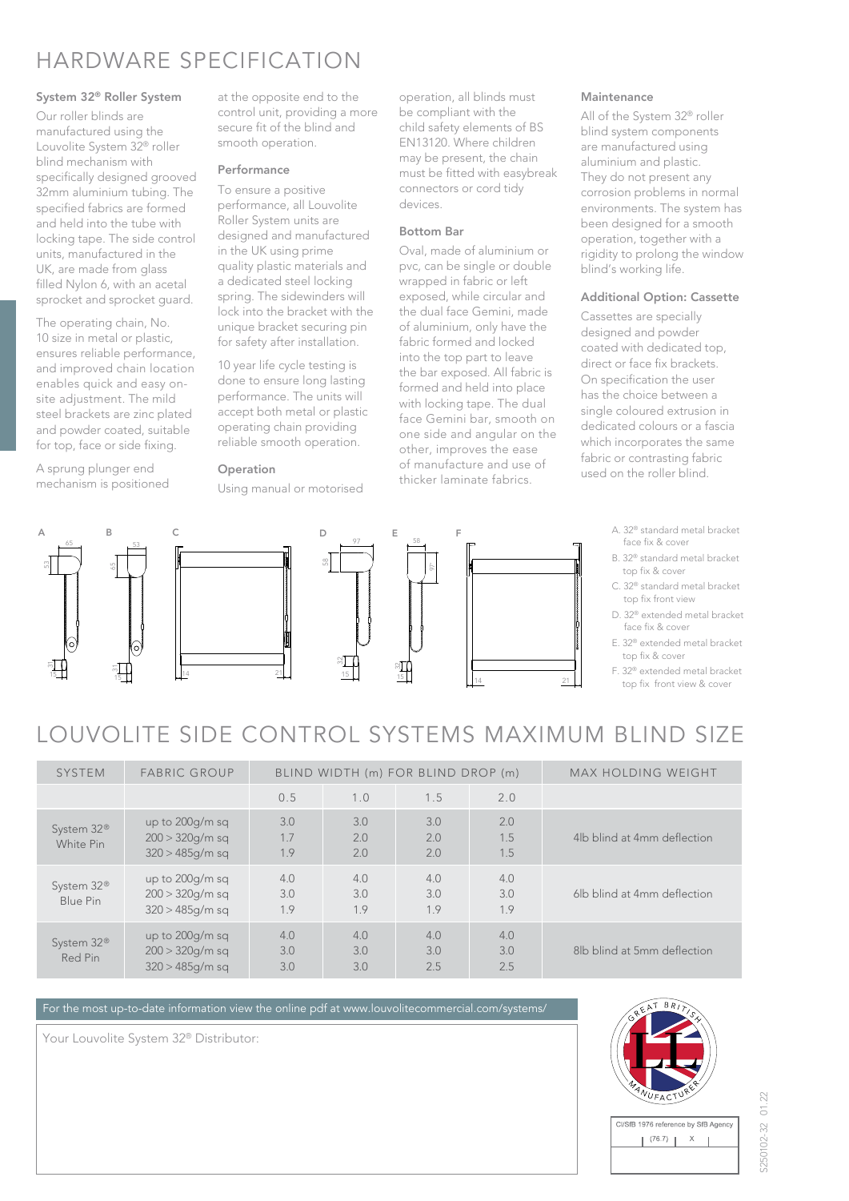# HARDWARE SPECIFICATION

### System 32® Roller System

Our roller blinds are manufactured using the Louvolite System 32® roller blind mechanism with specifically designed grooved 32mm aluminium tubing. The specified fabrics are formed and held into the tube with locking tape. The side control units, manufactured in the UK, are made from glass filled Nylon 6, with an acetal sprocket and sprocket guard.

The operating chain, No. 10 size in metal or plastic, ensures reliable performance, and improved chain location enables quick and easy on-site adjustment. The mild steel brackets are zinc plated and powder coated, suitable for top, face or side fixing.

A sprung plunger end mechanism is positioned at the opposite end to the control unit, providing a more secure fit of the blind and smooth operation.

### Performance

To ensure a positive performance, all Louvolite Roller System units are designed and manufactured in the UK using prime quality plastic materials and a dedicated steel locking spring. The sidewinders will lock into the bracket with the unique bracket securing pin for safety after installation.

10 year life cycle testing is done to ensure long lasting performance. The units will accept both metal or plastic operating chain providing reliable smooth operation.

### Operation

Using manual or motorised operation, all blinds must be compliant with the child safety elements of BS EN13120. Where children may be present, the chain must be fitted with easybreak connectors or cord tidy devices.

### Bottom Bar

Oval, made of aluminium or pvc, can be single or double wrapped in fabric or left exposed, while circular and the dual face Gemini, made of aluminium, only have the fabric formed and locked into the top part to leave the bar exposed. All fabric is formed and held into place with locking tape. The dual face Gemini bar, smooth on one side and angular on the other, improves the ease of manufacture and use of thicker laminate fabrics.

### Maintenance

All of the System 32® roller blind system components are manufactured using aluminium and plastic. They do not present any corrosion problems in normal environments. The system has been designed for a smooth operation, together with a rigidity to prolong the window blind's working life.

### Additional Option: Cassette

Cassettes are specially designed and powder coated with dedicated top, direct or face fix brackets. On specification the user has the choice between a single coloured extrusion in dedicated colours or a fascia which incorporates the same fabric or contrasting fabric used on the roller blind.

A 65 53 31 15
B 53 65 31 15
C 14 21
D 97 58 32 15
E 58 97 32 15
F 14 21

- A. 32® standard metal bracket face fix & cover
- B. 32® standard metal bracket top fix & cover
- C. 32® standard metal bracket top fix front view
- D. 32® extended metal bracket face fix & cover
- E. 32® extended metal bracket top fix & cover
- F. 32® extended metal bracket top fix front view & cover

# LOUVOLITE SIDE CONTROL SYSTEMS MAXIMUM BLIND SIZE

| SYSTEM | FABRIC GROUP | BLIND WIDTH (m) FOR BLIND DROP (m) | | | | MAX HOLDING WEIGHT |
|---|---|---|---|---|---|---|
| | | 0.5 | 1.0 | 1.5 | 2.0 | |
| System 32® White Pin | up to 200g/m sq<br>200 > 320g/m sq<br>320 > 485g/m sq | 3.0<br>1.7<br>1.9 | 3.0<br>2.0<br>2.0 | 3.0<br>2.0<br>2.0 | 2.0<br>1.5<br>1.5 | 4lb blind at 4mm deflection |
| System 32® Blue Pin | up to 200g/m sq<br>200 > 320g/m sq<br>320 > 485g/m sq | 4.0<br>3.0<br>1.9 | 4.0<br>3.0<br>1.9 | 4.0<br>3.0<br>1.9 | 4.0<br>3.0<br>1.9 | 6lb blind at 4mm deflection |
| System 32® Red Pin | up to 200g/m sq<br>200 > 320g/m sq<br>320 > 485g/m sq | 4.0<br>3.0<br>3.0 | 4.0<br>3.0<br>3.0 | 4.0<br>3.0<br>2.5 | 4.0<br>3.0<br>2.5 | 8lb blind at 5mm deflection |

For the most up-to-date information view the online pdf at www.louvolitecommercial.com/systems/

Your Louvolite System 32® Distributor:

GREAT BRITISH MANUFACTURE

CI/SfB 1976 reference by SfB Agency

| (76.7) | X |

S250102-32 01.22